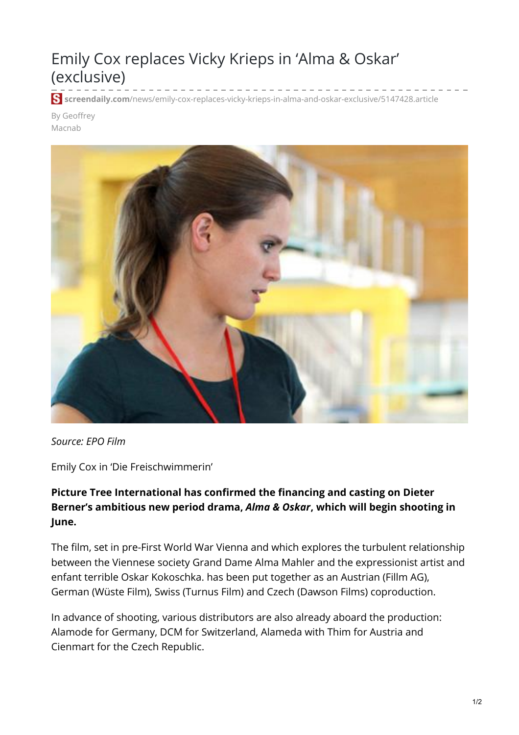# Emily Cox replaces Vicky Krieps in 'Alma & Oskar' (exclusive)

screendaily.com/news/emily-cox-replaces-vicky-krieps-in-alma-and-oskar-exclusive/5147428.article

By Geoffrey Macnab

*Source: EPO Film*

Emily Cox in 'Die Freischwimmerin'

**Picture Tree International has confirmed the financing and casting on Dieter Berner's ambitious new period drama, *Alma & Oskar*, which will begin shooting in June.**

The film, set in pre-First World War Vienna and which explores the turbulent relationship between the Viennese society Grand Dame Alma Mahler and the expressionist artist and enfant terrible Oskar Kokoschka. has been put together as an Austrian (Fillm AG), German (Wüste Film), Swiss (Turnus Film) and Czech (Dawson Films) coproduction.

In advance of shooting, various distributors are also already aboard the production: Alamode for Germany, DCM for Switzerland, Alameda with Thim for Austria and Cienmart for the Czech Republic.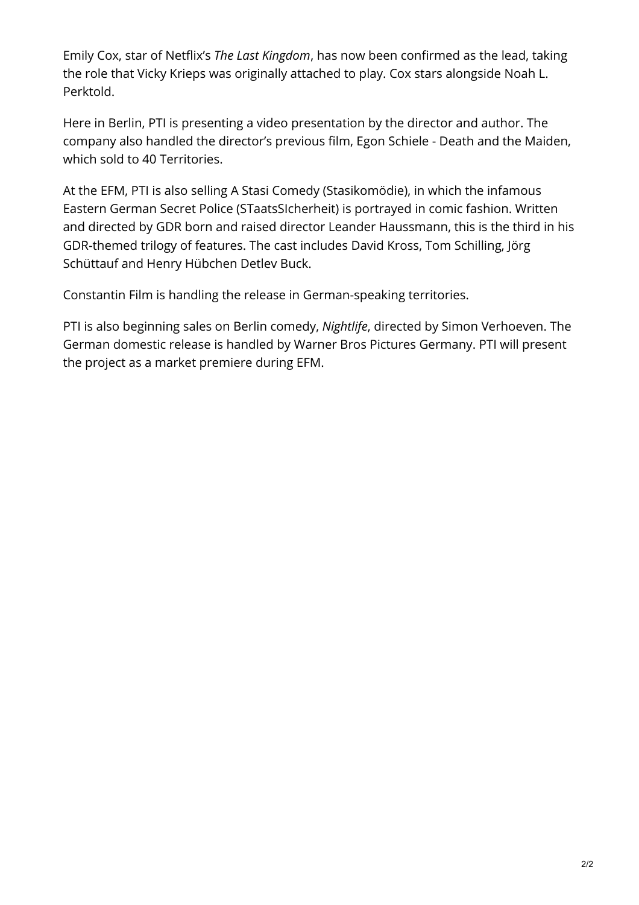Emily Cox, star of Netflix's *The Last Kingdom*, has now been confirmed as the lead, taking the role that Vicky Krieps was originally attached to play. Cox stars alongside Noah L. Perktold.

Here in Berlin, PTI is presenting a video presentation by the director and author. The company also handled the director's previous film, Egon Schiele - Death and the Maiden, which sold to 40 Territories.

At the EFM, PTI is also selling A Stasi Comedy (Stasikomödie), in which the infamous Eastern German Secret Police (STaatsSIcherheit) is portrayed in comic fashion. Written and directed by GDR born and raised director Leander Haussmann, this is the third in his GDR-themed trilogy of features. The cast includes David Kross, Tom Schilling, Jörg Schüttauf and Henry Hübchen Detlev Buck.

Constantin Film is handling the release in German-speaking territories.

PTI is also beginning sales on Berlin comedy, *Nightlife*, directed by Simon Verhoeven. The German domestic release is handled by Warner Bros Pictures Germany. PTI will present the project as a market premiere during EFM.